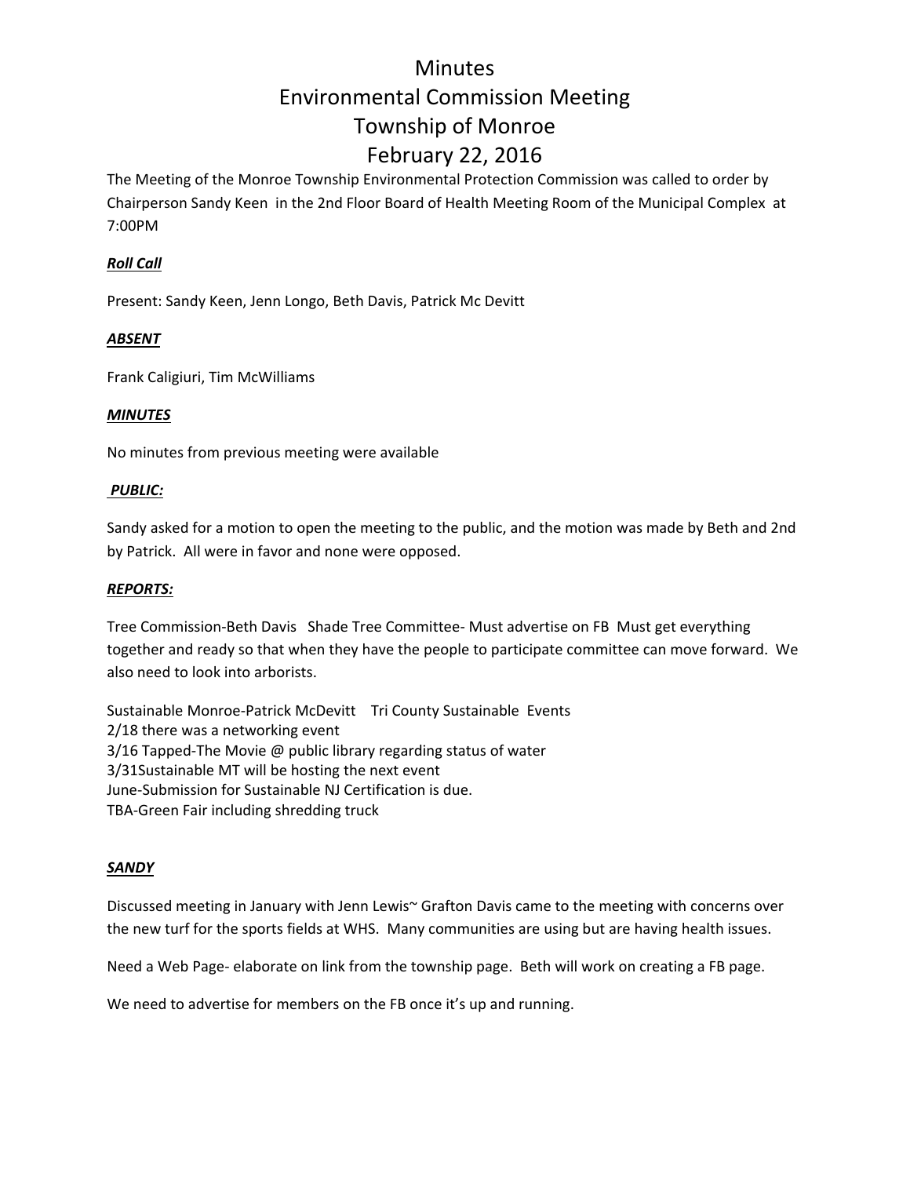# Minutes
# Environmental Commission Meeting
# Township of Monroe
# February 22, 2016

The Meeting of the Monroe Township Environmental Protection Commission was called to order by Chairperson Sandy Keen in the 2nd Floor Board of Health Meeting Room of the Municipal Complex at 7:00PM

***Roll Call***

Present: Sandy Keen, Jenn Longo, Beth Davis, Patrick Mc Devitt

***ABSENT***

Frank Caligiuri, Tim McWilliams

***MINUTES***

No minutes from previous meeting were available

***PUBLIC:***

Sandy asked for a motion to open the meeting to the public, and the motion was made by Beth and 2nd by Patrick. All were in favor and none were opposed.

***REPORTS:***

Tree Commission-Beth Davis Shade Tree Committee- Must advertise on FB Must get everything together and ready so that when they have the people to participate committee can move forward. We also need to look into arborists.

Sustainable Monroe-Patrick McDevitt Tri County Sustainable Events
2/18 there was a networking event
3/16 Tapped-The Movie @ public library regarding status of water
3/31Sustainable MT will be hosting the next event
June-Submission for Sustainable NJ Certification is due.
TBA-Green Fair including shredding truck

***SANDY***

Discussed meeting in January with Jenn Lewis~ Grafton Davis came to the meeting with concerns over the new turf for the sports fields at WHS. Many communities are using but are having health issues.

Need a Web Page- elaborate on link from the township page. Beth will work on creating a FB page.

We need to advertise for members on the FB once it's up and running.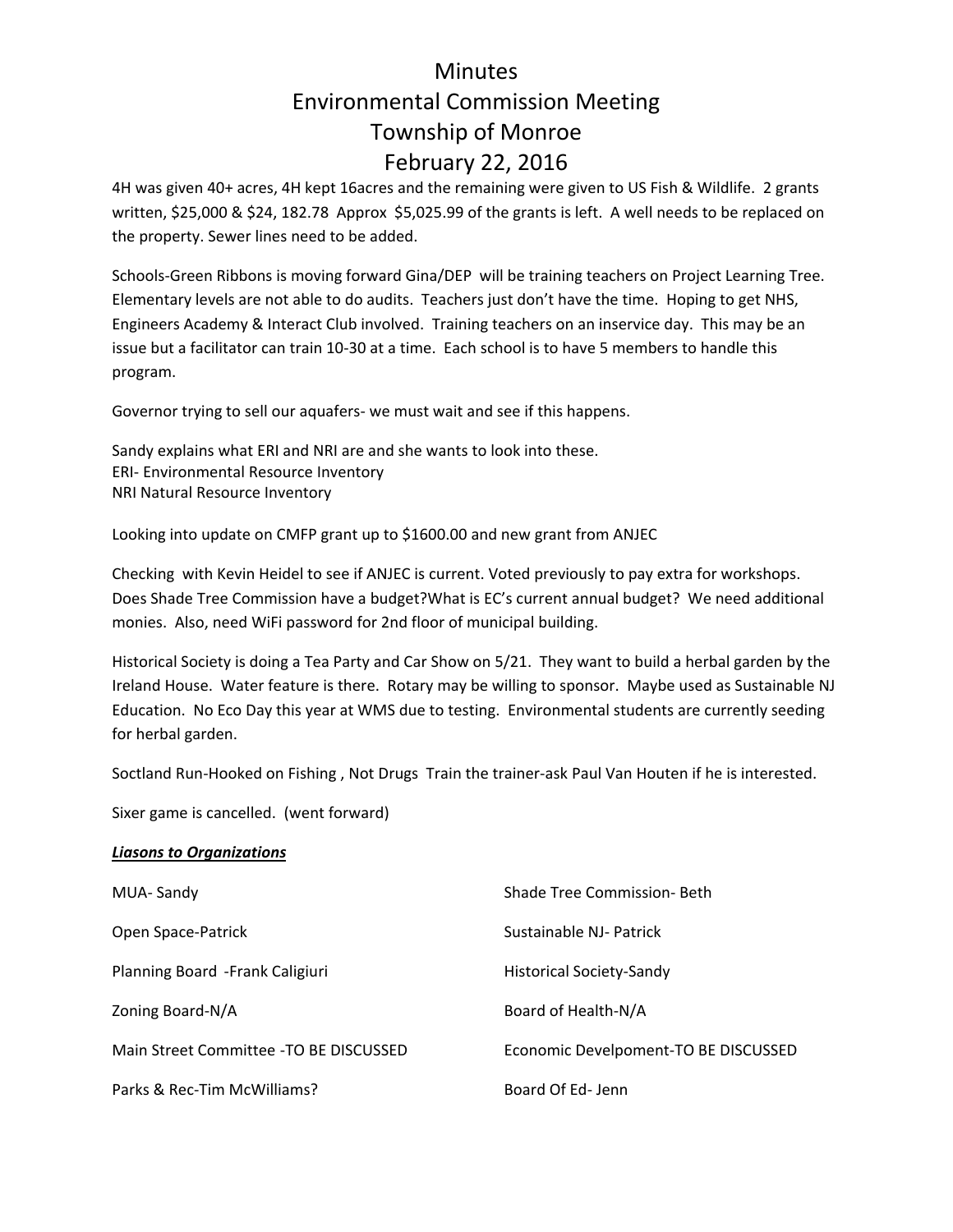# Minutes
# Environmental Commission Meeting
# Township of Monroe
# February 22, 2016

4H was given 40+ acres, 4H kept 16acres and the remaining were given to US Fish & Wildlife. 2 grants written, $25,000 & $24, 182.78 Approx $5,025.99 of the grants is left. A well needs to be replaced on the property. Sewer lines need to be added.

Schools-Green Ribbons is moving forward Gina/DEP will be training teachers on Project Learning Tree. Elementary levels are not able to do audits. Teachers just don't have the time. Hoping to get NHS, Engineers Academy & Interact Club involved. Training teachers on an inservice day. This may be an issue but a facilitator can train 10-30 at a time. Each school is to have 5 members to handle this program.

Governor trying to sell our aquafers- we must wait and see if this happens.

Sandy explains what ERI and NRI are and she wants to look into these.
ERI- Environmental Resource Inventory
NRI Natural Resource Inventory

Looking into update on CMFP grant up to $1600.00 and new grant from ANJEC

Checking with Kevin Heidel to see if ANJEC is current. Voted previously to pay extra for workshops. Does Shade Tree Commission have a budget?What is EC's current annual budget? We need additional monies. Also, need WiFi password for 2nd floor of municipal building.

Historical Society is doing a Tea Party and Car Show on 5/21. They want to build a herbal garden by the Ireland House. Water feature is there. Rotary may be willing to sponsor. Maybe used as Sustainable NJ Education. No Eco Day this year at WMS due to testing. Environmental students are currently seeding for herbal garden.

Soctland Run-Hooked on Fishing , Not Drugs Train the trainer-ask Paul Van Houten if he is interested.

Sixer game is cancelled. (went forward)

***Liasons to Organizations***

MUA- Sandy

Open Space-Patrick

Planning Board -Frank Caligiuri

Zoning Board-N/A

Main Street Committee -TO BE DISCUSSED

Parks & Rec-Tim McWilliams?

Shade Tree Commission- Beth

Sustainable NJ- Patrick

Historical Society-Sandy

Board of Health-N/A

Economic Develpoment-TO BE DISCUSSED

Board Of Ed- Jenn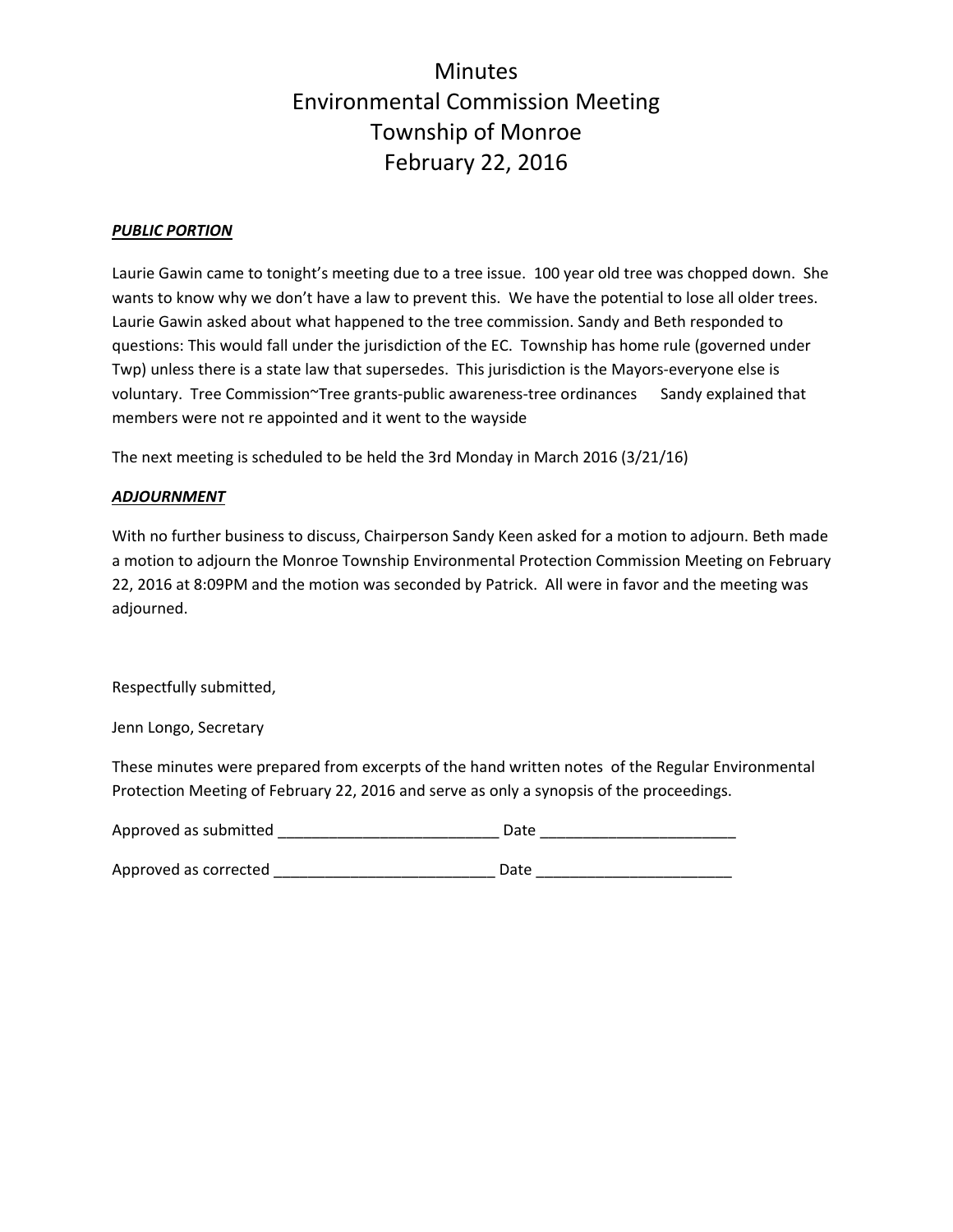# Minutes
# Environmental Commission Meeting
# Township of Monroe
# February 22, 2016

***PUBLIC PORTION***

Laurie Gawin came to tonight's meeting due to a tree issue. 100 year old tree was chopped down. She wants to know why we don't have a law to prevent this. We have the potential to lose all older trees. Laurie Gawin asked about what happened to the tree commission. Sandy and Beth responded to questions: This would fall under the jurisdiction of the EC. Township has home rule (governed under Twp) unless there is a state law that supersedes. This jurisdiction is the Mayors-everyone else is voluntary. Tree Commission~Tree grants-public awareness-tree ordinances    Sandy explained that members were not re appointed and it went to the wayside

The next meeting is scheduled to be held the 3rd Monday in March 2016 (3/21/16)

***ADJOURNMENT***

With no further business to discuss, Chairperson Sandy Keen asked for a motion to adjourn. Beth made a motion to adjourn the Monroe Township Environmental Protection Commission Meeting on February 22, 2016 at 8:09PM and the motion was seconded by Patrick. All were in favor and the meeting was adjourned.

Respectfully submitted,

Jenn Longo, Secretary

These minutes were prepared from excerpts of the hand written notes of the Regular Environmental Protection Meeting of February 22, 2016 and serve as only a synopsis of the proceedings.

Approved as submitted ___________________________ Date ________________________

Approved as corrected ___________________________ Date ________________________